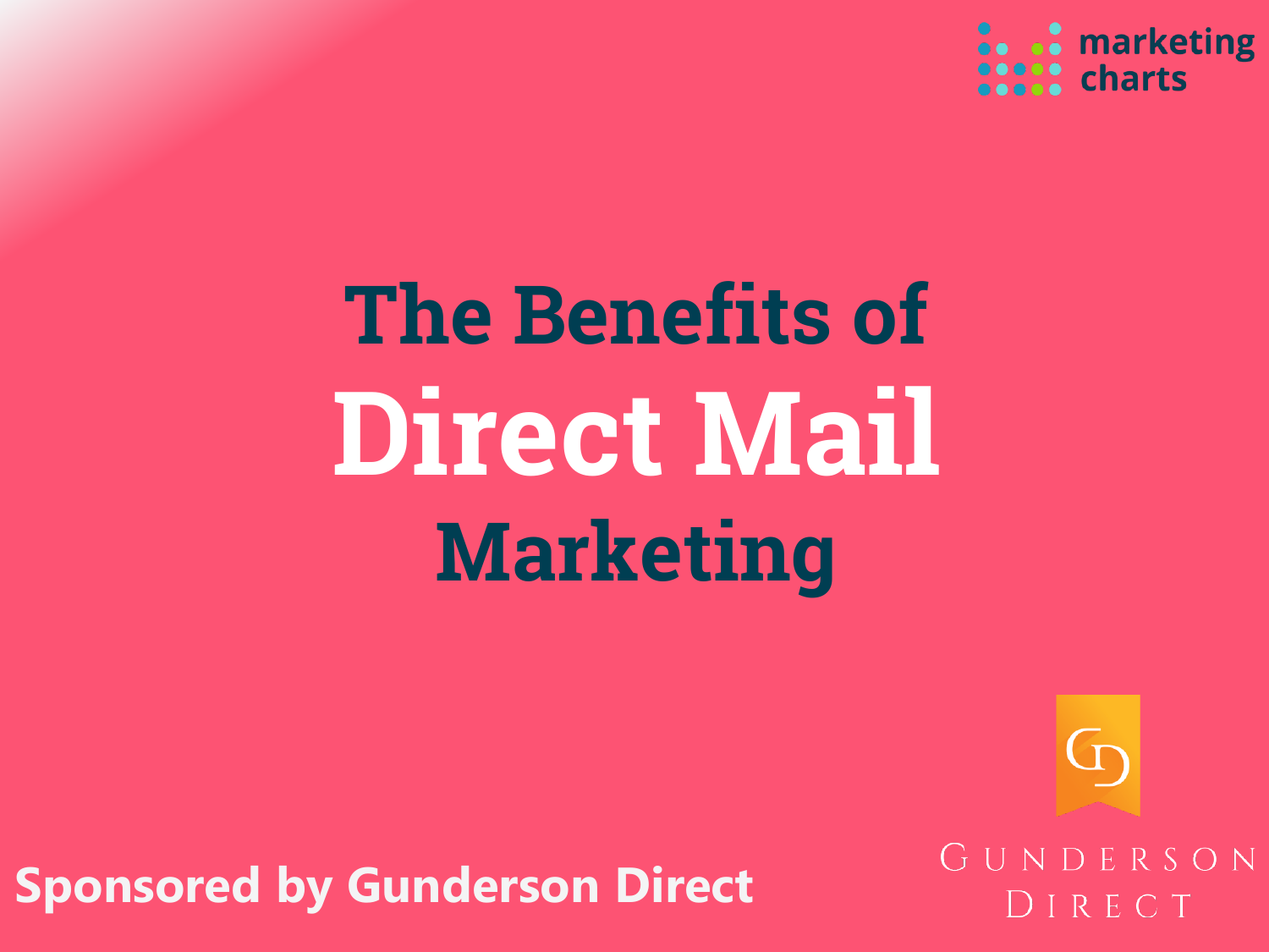marketing charts

# The Benefits of Direct Mail Marketing

Sponsored by Gunderson Direct

GUNDERSON DIRECT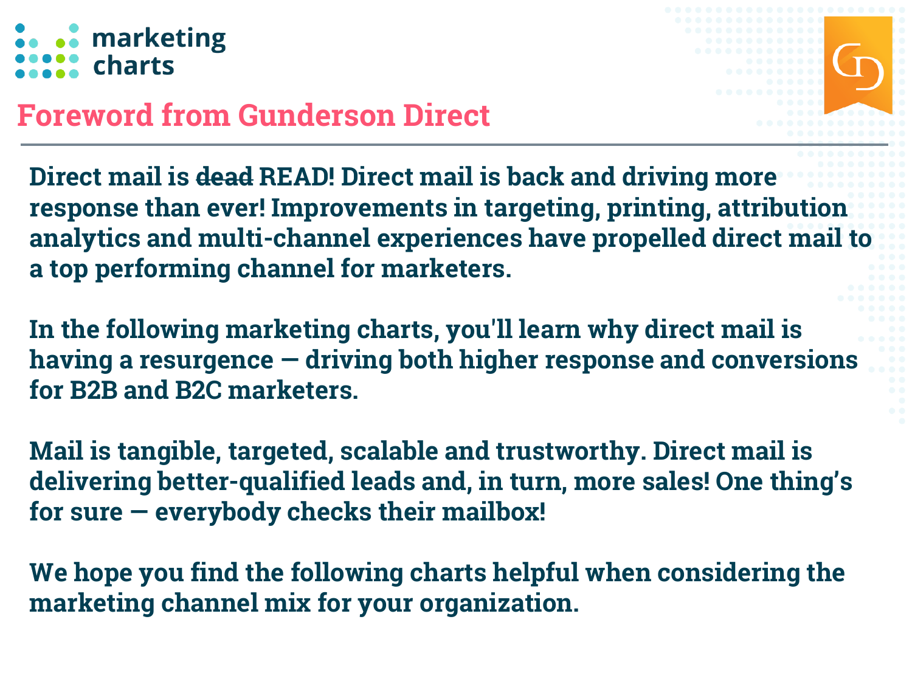# Foreword from Gunderson Direct

**Direct mail is ~~dead~~ READ! Direct mail is back and driving more response than ever! Improvements in targeting, printing, attribution analytics and multi-channel experiences have propelled direct mail to a top performing channel for marketers.**

**In the following marketing charts, you'll learn why direct mail is having a resurgence — driving both higher response and conversions for B2B and B2C marketers.**

**Mail is tangible, targeted, scalable and trustworthy. Direct mail is delivering better-qualified leads and, in turn, more sales! One thing's for sure — everybody checks their mailbox!**

**We hope you find the following charts helpful when considering the marketing channel mix for your organization.**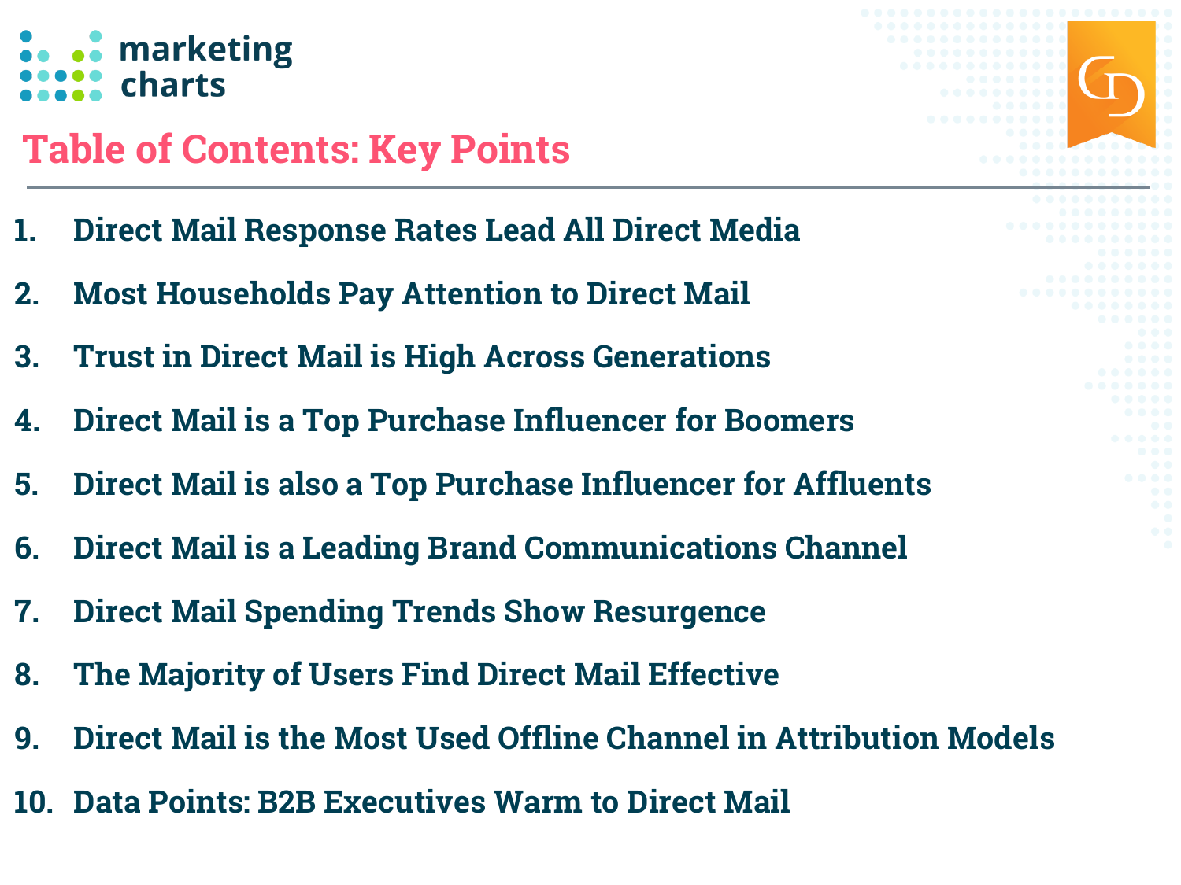# Table of Contents: Key Points

1. Direct Mail Response Rates Lead All Direct Media
2. Most Households Pay Attention to Direct Mail
3. Trust in Direct Mail is High Across Generations
4. Direct Mail is a Top Purchase Influencer for Boomers
5. Direct Mail is also a Top Purchase Influencer for Affluents
6. Direct Mail is a Leading Brand Communications Channel
7. Direct Mail Spending Trends Show Resurgence
8. The Majority of Users Find Direct Mail Effective
9. Direct Mail is the Most Used Offline Channel in Attribution Models
10. Data Points: B2B Executives Warm to Direct Mail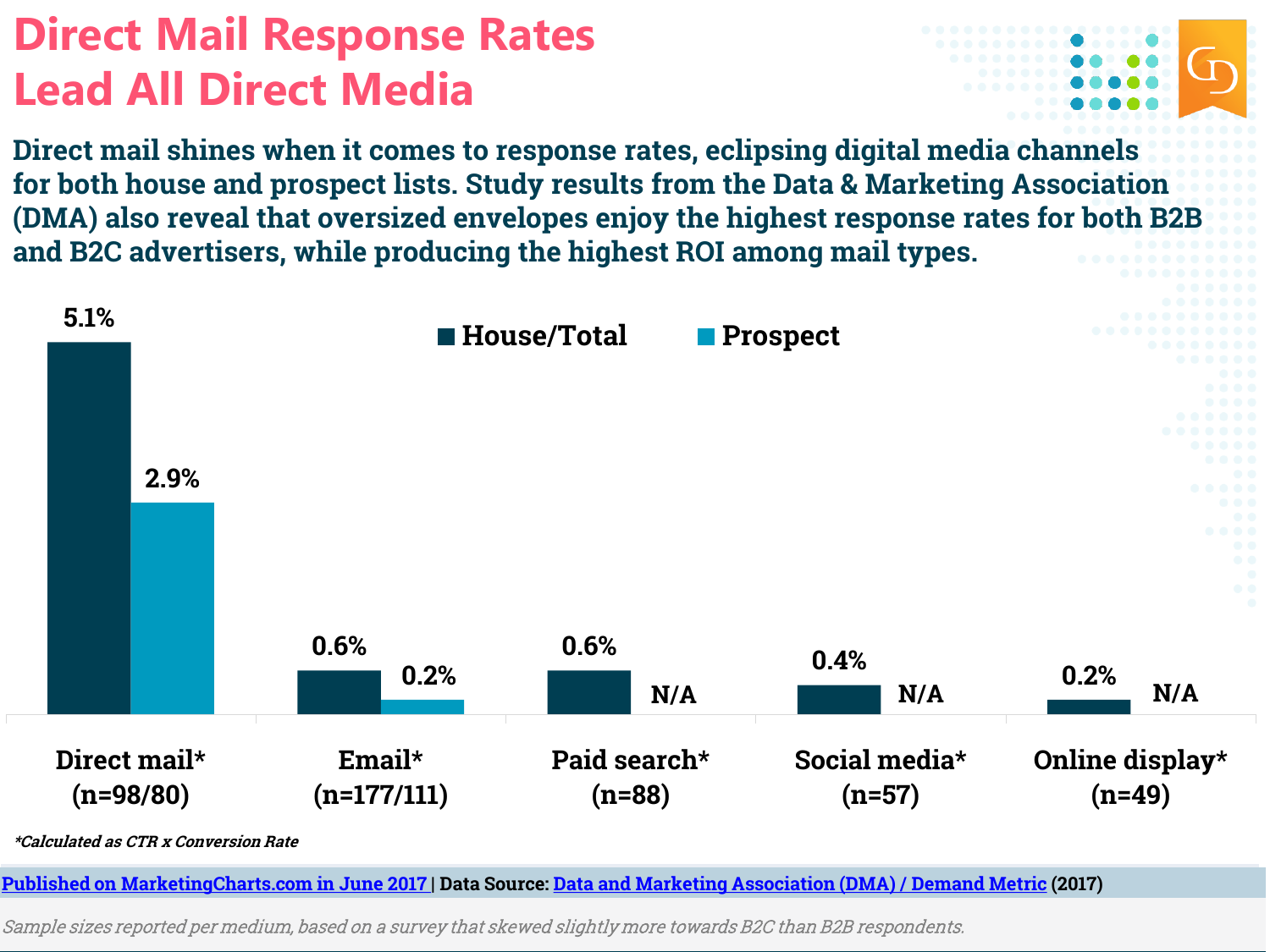# Direct Mail Response Rates Lead All Direct Media

**Direct mail shines when it comes to response rates, eclipsing digital media channels for both house and prospect lists. Study results from the Data & Marketing Association (DMA) also reveal that oversized envelopes enjoy the highest response rates for both B2B and B2C advertisers, while producing the highest ROI among mail types.**

| Medium | House/Total | Prospect |
|---|---|---|
| Direct mail* (n=98/80) | 5.1% | 2.9% |
| Email* (n=177/111) | 0.6% | 0.2% |
| Paid search* (n=88) | 0.6% | N/A |
| Social media* (n=57) | 0.4% | N/A |
| Online display* (n=49) | 0.2% | N/A |

*\*Calculated as CTR x Conversion Rate*

Published on MarketingCharts.com in June 2017 | Data Source: Data and Marketing Association (DMA) / Demand Metric (2017)

*Sample sizes reported per medium, based on a survey that skewed slightly more towards B2C than B2B respondents.*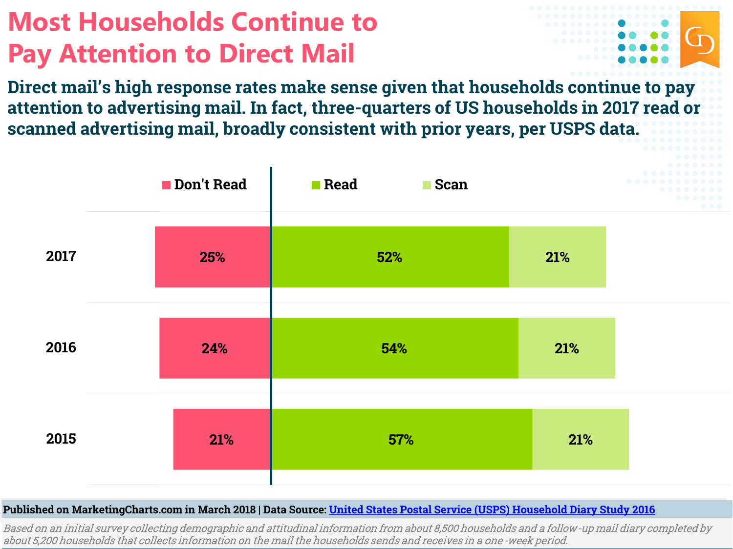# Most Households Continue to Pay Attention to Direct Mail

**Direct mail's high response rates make sense given that households continue to pay attention to advertising mail. In fact, three-quarters of US households in 2017 read or scanned advertising mail, broadly consistent with prior years, per USPS data.**

| Year | Don't Read | Read | Scan |
|---|---|---|---|
| 2017 | 25% | 52% | 21% |
| 2016 | 24% | 54% | 21% |
| 2015 | 21% | 57% | 21% |

**Published on MarketingCharts.com in March 2018 | Data Source: United States Postal Service (USPS) Household Diary Study 2016**

*Based on an initial survey collecting demographic and attitudinal information from about 8,500 households and a follow-up mail diary completed by about 5,200 households that collects information on the mail the households sends and receives in a one-week period.*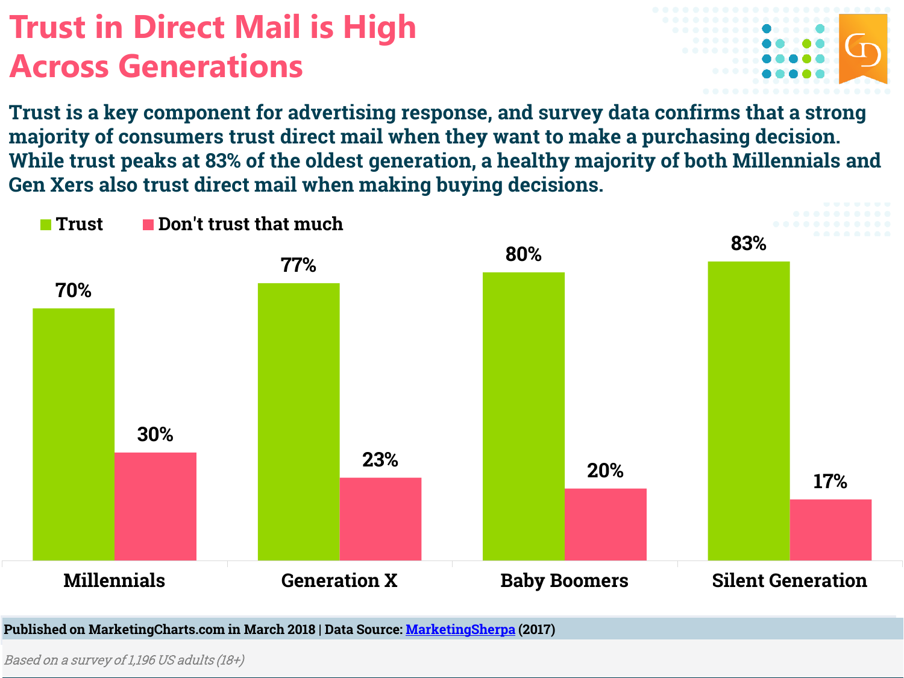# Trust in Direct Mail is High Across Generations

**Trust is a key component for advertising response, and survey data confirms that a strong majority of consumers trust direct mail when they want to make a purchasing decision. While trust peaks at 83% of the oldest generation, a healthy majority of both Millennials and Gen Xers also trust direct mail when making buying decisions.**

| | Trust | Don't trust that much |
|---|---|---|
| Millennials | 70% | 30% |
| Generation X | 77% | 23% |
| Baby Boomers | 80% | 20% |
| Silent Generation | 83% | 17% |

**Published on MarketingCharts.com in March 2018 | Data Source: MarketingSherpa (2017)**

*Based on a survey of 1,196 US adults (18+)*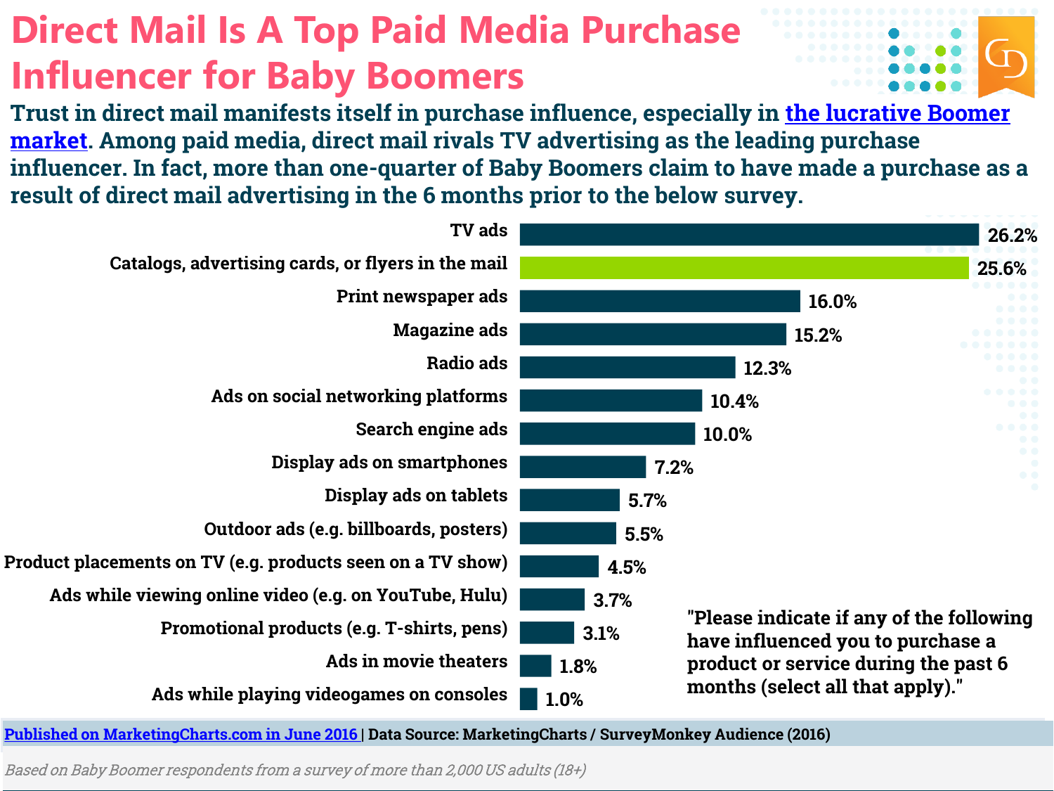# Direct Mail Is A Top Paid Media Purchase Influencer for Baby Boomers

**Trust in direct mail manifests itself in purchase influence, especially in the lucrative Boomer market. Among paid media, direct mail rivals TV advertising as the leading purchase influencer. In fact, more than one-quarter of Baby Boomers claim to have made a purchase as a result of direct mail advertising in the 6 months prior to the below survey.**

| Media | % |
|---|---|
| TV ads | 26.2% |
| Catalogs, advertising cards, or flyers in the mail | 25.6% |
| Print newspaper ads | 16.0% |
| Magazine ads | 15.2% |
| Radio ads | 12.3% |
| Ads on social networking platforms | 10.4% |
| Search engine ads | 10.0% |
| Display ads on smartphones | 7.2% |
| Display ads on tablets | 5.7% |
| Outdoor ads (e.g. billboards, posters) | 5.5% |
| Product placements on TV (e.g. products seen on a TV show) | 4.5% |
| Ads while viewing online video (e.g. on YouTube, Hulu) | 3.7% |
| Promotional products (e.g. T-shirts, pens) | 3.1% |
| Ads in movie theaters | 1.8% |
| Ads while playing videogames on consoles | 1.0% |

"Please indicate if any of the following have influenced you to purchase a product or service during the past 6 months (select all that apply)."

Published on MarketingCharts.com in June 2016 | Data Source: MarketingCharts / SurveyMonkey Audience (2016)

*Based on Baby Boomer respondents from a survey of more than 2,000 US adults (18+)*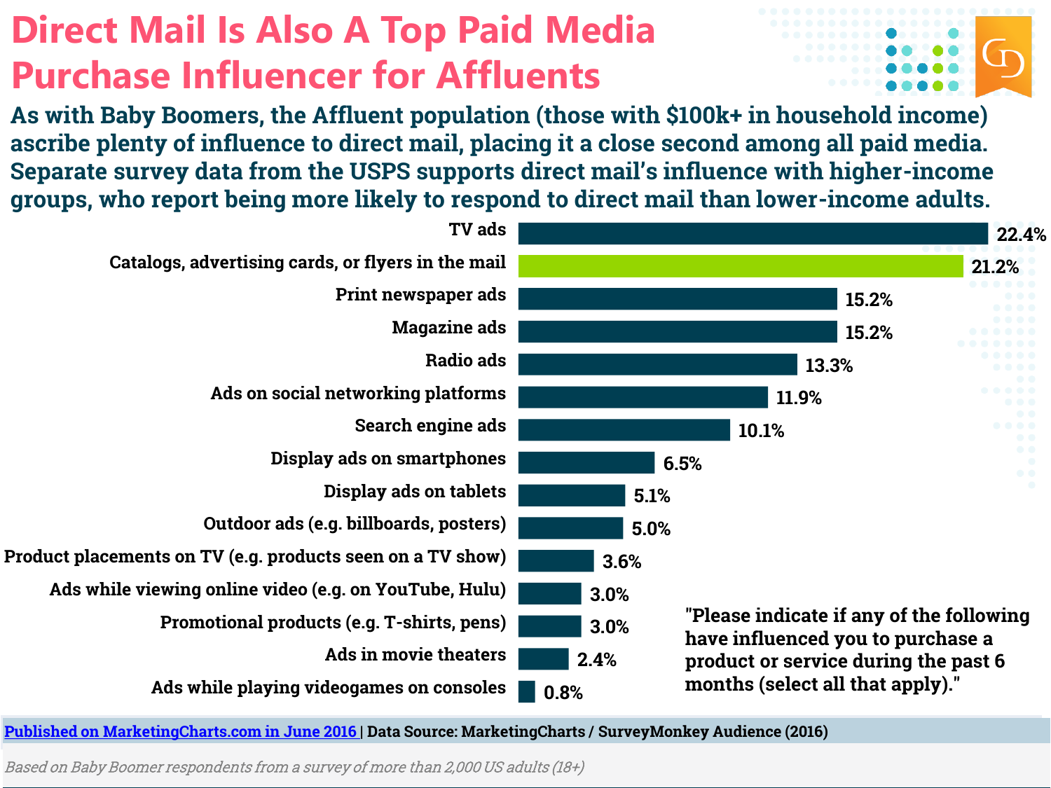# Direct Mail Is Also A Top Paid Media Purchase Influencer for Affluents

**As with Baby Boomers, the Affluent population (those with $100k+ in household income) ascribe plenty of influence to direct mail, placing it a close second among all paid media. Separate survey data from the USPS supports direct mail's influence with higher-income groups, who report being more likely to respond to direct mail than lower-income adults.**

| Media | % |
|---|---|
| TV ads | 22.4% |
| Catalogs, advertising cards, or flyers in the mail | 21.2% |
| Print newspaper ads | 15.2% |
| Magazine ads | 15.2% |
| Radio ads | 13.3% |
| Ads on social networking platforms | 11.9% |
| Search engine ads | 10.1% |
| Display ads on smartphones | 6.5% |
| Display ads on tablets | 5.1% |
| Outdoor ads (e.g. billboards, posters) | 5.0% |
| Product placements on TV (e.g. products seen on a TV show) | 3.6% |
| Ads while viewing online video (e.g. on YouTube, Hulu) | 3.0% |
| Promotional products (e.g. T-shirts, pens) | 3.0% |
| Ads in movie theaters | 2.4% |
| Ads while playing videogames on consoles | 0.8% |

"Please indicate if any of the following have influenced you to purchase a product or service during the past 6 months (select all that apply)."

Published on MarketingCharts.com in June 2016 | Data Source: MarketingCharts / SurveyMonkey Audience (2016)

*Based on Baby Boomer respondents from a survey of more than 2,000 US adults (18+)*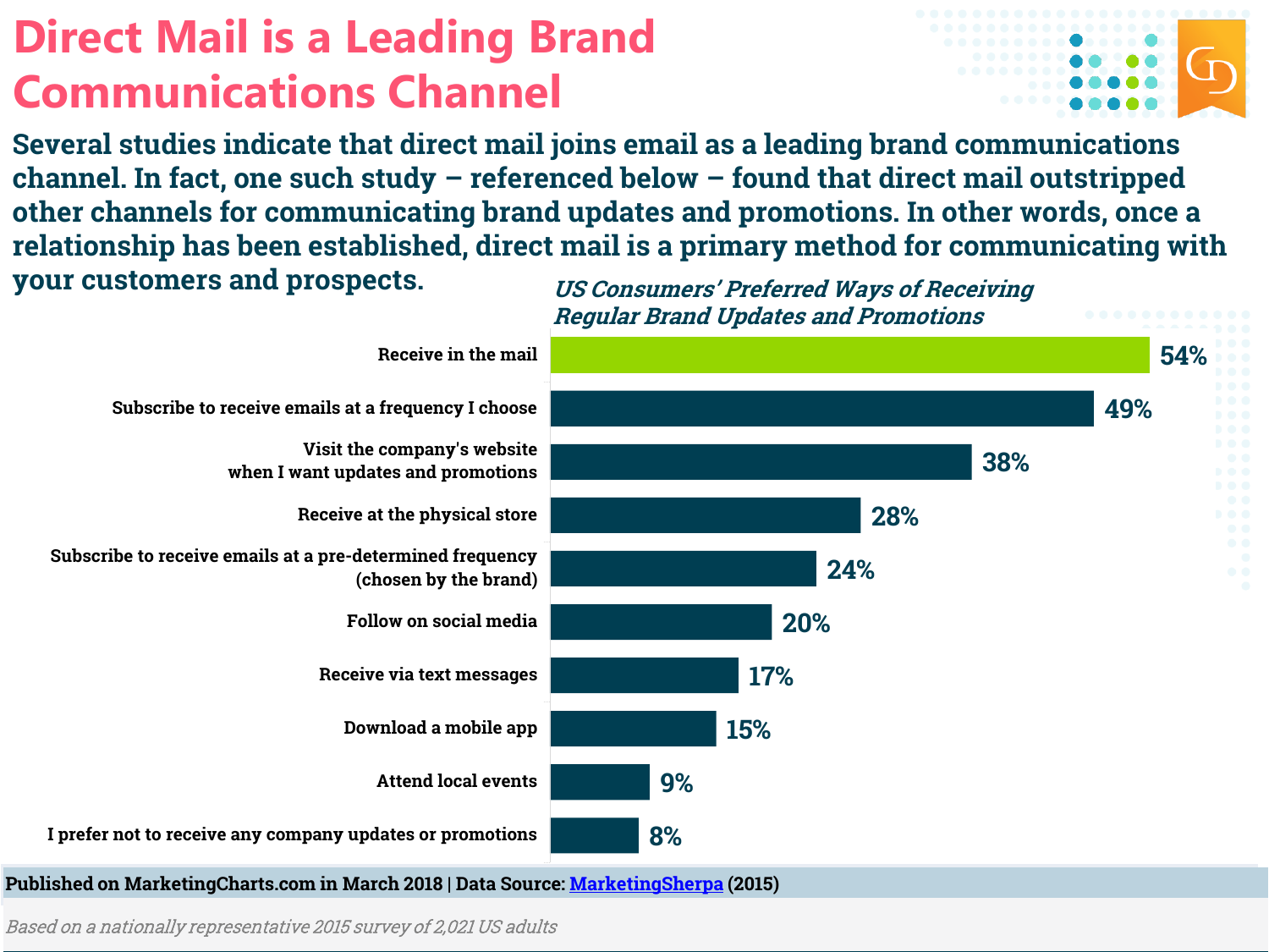# Direct Mail is a Leading Brand Communications Channel

**Several studies indicate that direct mail joins email as a leading brand communications channel. In fact, one such study – referenced below – found that direct mail outstripped other channels for communicating brand updates and promotions. In other words, once a relationship has been established, direct mail is a primary method for communicating with your customers and prospects.**

***US Consumers' Preferred Ways of Receiving Regular Brand Updates and Promotions***

| Preferred Way | Percentage |
|---|---|
| Receive in the mail | 54% |
| Subscribe to receive emails at a frequency I choose | 49% |
| Visit the company's website when I want updates and promotions | 38% |
| Receive at the physical store | 28% |
| Subscribe to receive emails at a pre-determined frequency (chosen by the brand) | 24% |
| Follow on social media | 20% |
| Receive via text messages | 17% |
| Download a mobile app | 15% |
| Attend local events | 9% |
| I prefer not to receive any company updates or promotions | 8% |

**Published on MarketingCharts.com in March 2018 | Data Source: MarketingSherpa (2015)**

*Based on a nationally representative 2015 survey of 2,021 US adults*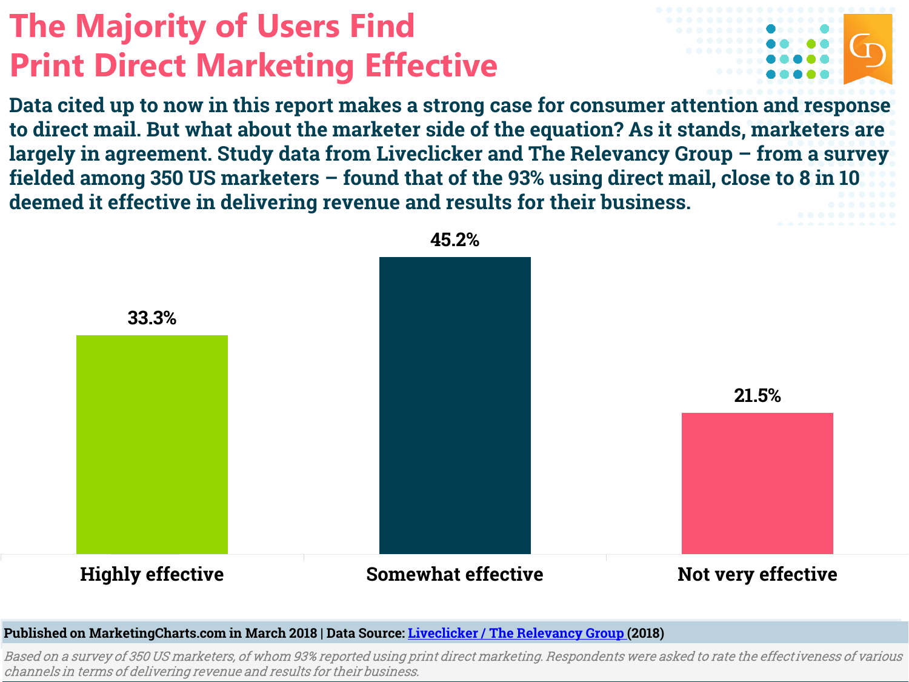# The Majority of Users Find Print Direct Marketing Effective

**Data cited up to now in this report makes a strong case for consumer attention and response to direct mail. But what about the marketer side of the equation? As it stands, marketers are largely in agreement. Study data from Liveclicker and The Relevancy Group – from a survey fielded among 350 US marketers – found that of the 93% using direct mail, close to 8 in 10 deemed it effective in delivering revenue and results for their business.**

| Highly effective | Somewhat effective | Not very effective |
| --- | --- | --- |
| 33.3% | 45.2% | 21.5% |

**Published on MarketingCharts.com in March 2018 | Data Source: Liveclicker / The Relevancy Group (2018)**

*Based on a survey of 350 US marketers, of whom 93% reported using print direct marketing. Respondents were asked to rate the effectiveness of various channels in terms of delivering revenue and results for their business.*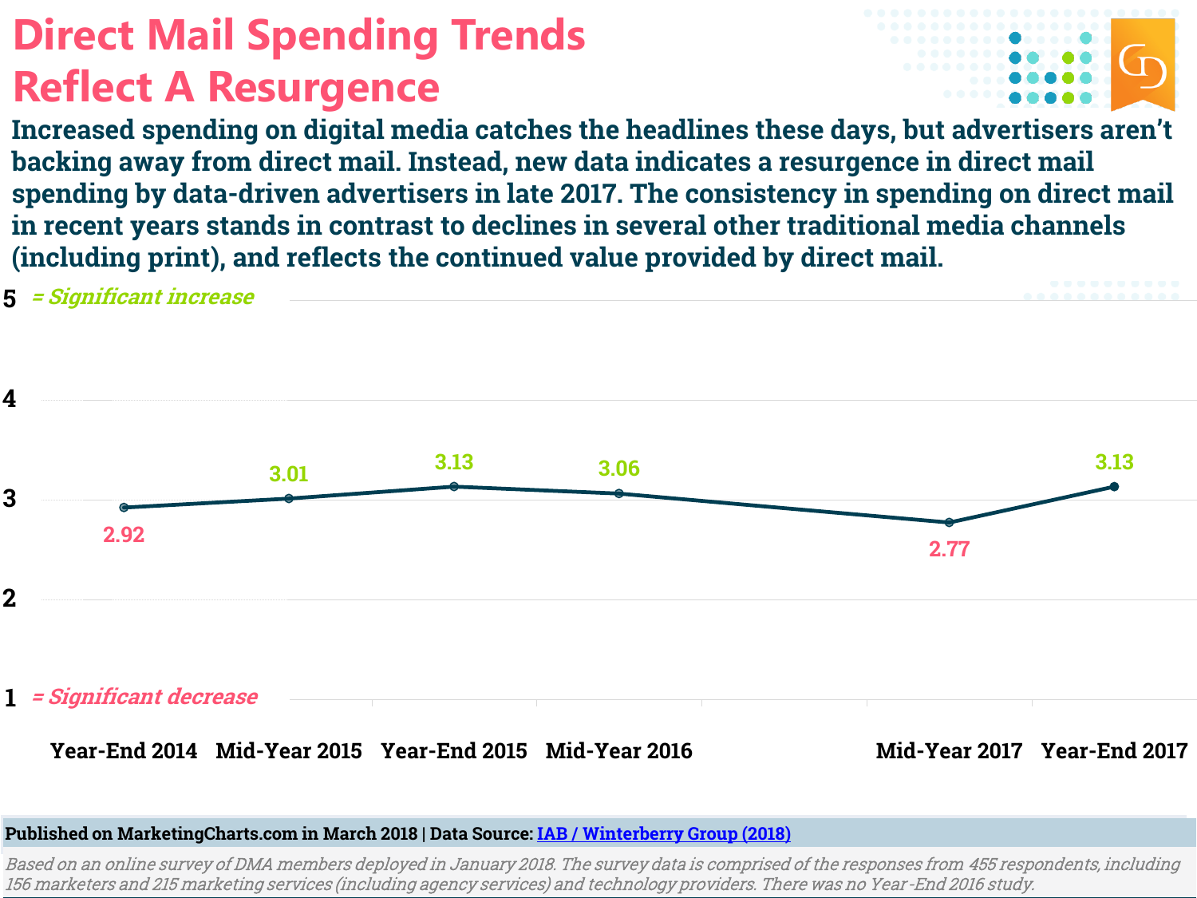# Direct Mail Spending Trends Reflect A Resurgence

**Increased spending on digital media catches the headlines these days, but advertisers aren't backing away from direct mail. Instead, new data indicates a resurgence in direct mail spending by data-driven advertisers in late 2017. The consistency in spending on direct mail in recent years stands in contrast to declines in several other traditional media channels (including print), and reflects the continued value provided by direct mail.**

*5 = Significant increase*

*1 = Significant decrease*

| Period | Score |
|---|---|
| Year-End 2014 | 2.92 |
| Mid-Year 2015 | 3.01 |
| Year-End 2015 | 3.13 |
| Mid-Year 2016 | 3.06 |
| Mid-Year 2017 | 2.77 |
| Year-End 2017 | 3.13 |

**Published on MarketingCharts.com in March 2018 | Data Source: [IAB / Winterberry Group (2018)]**

*Based on an online survey of DMA members deployed in January 2018. The survey data is comprised of the responses from 455 respondents, including 156 marketers and 215 marketing services (including agency services) and technology providers. There was no Year-End 2016 study.*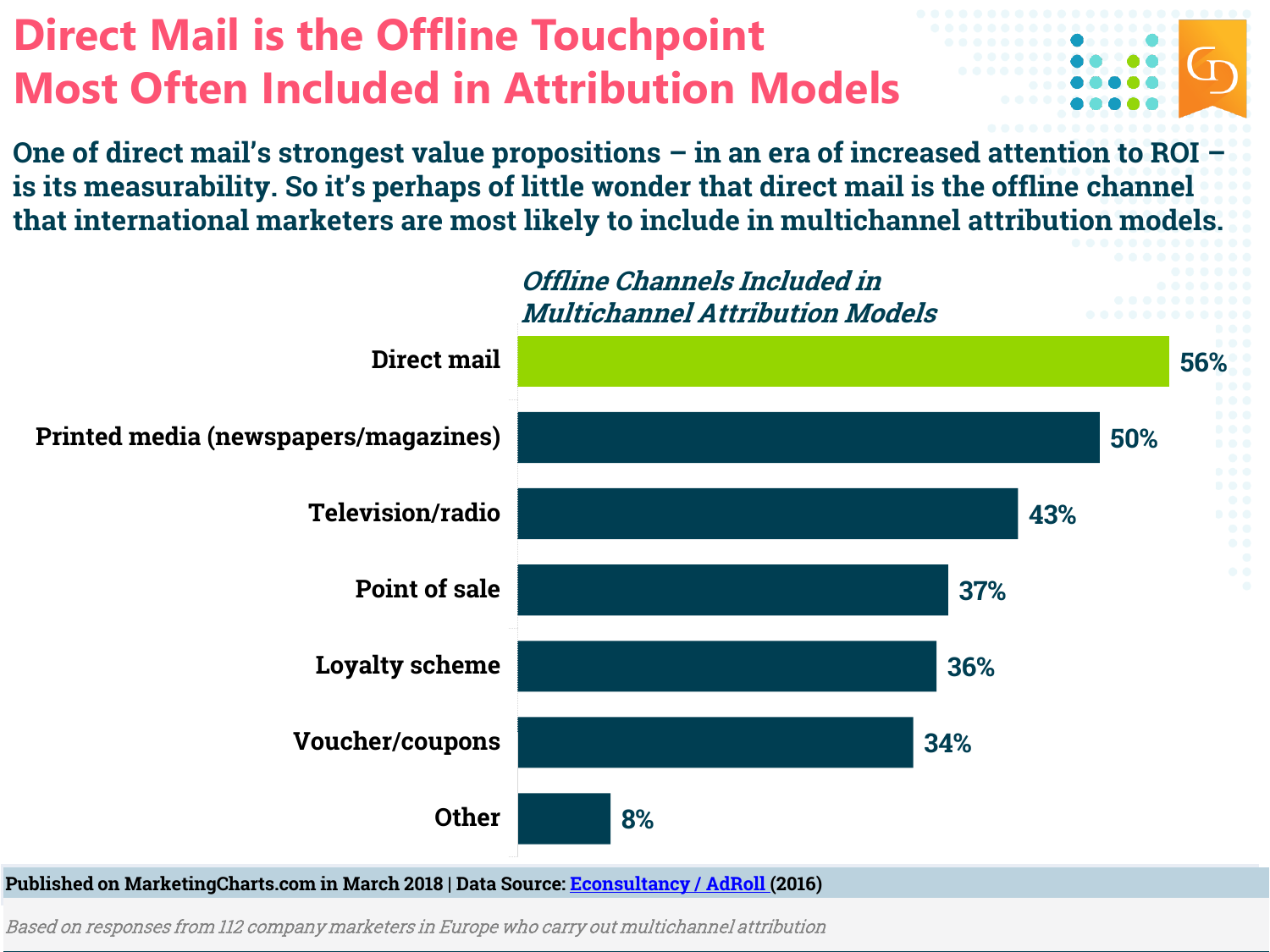# Direct Mail is the Offline Touchpoint Most Often Included in Attribution Models

**One of direct mail's strongest value propositions – in an era of increased attention to ROI – is its measurability. So it's perhaps of little wonder that direct mail is the offline channel that international marketers are most likely to include in multichannel attribution models.**

*Offline Channels Included in Multichannel Attribution Models*

| Channel | % |
| --- | --- |
| Direct mail | 56% |
| Printed media (newspapers/magazines) | 50% |
| Television/radio | 43% |
| Point of sale | 37% |
| Loyalty scheme | 36% |
| Voucher/coupons | 34% |
| Other | 8% |

**Published on MarketingCharts.com in March 2018 | Data Source: Econsultancy / AdRoll (2016)**

*Based on responses from 112 company marketers in Europe who carry out multichannel attribution*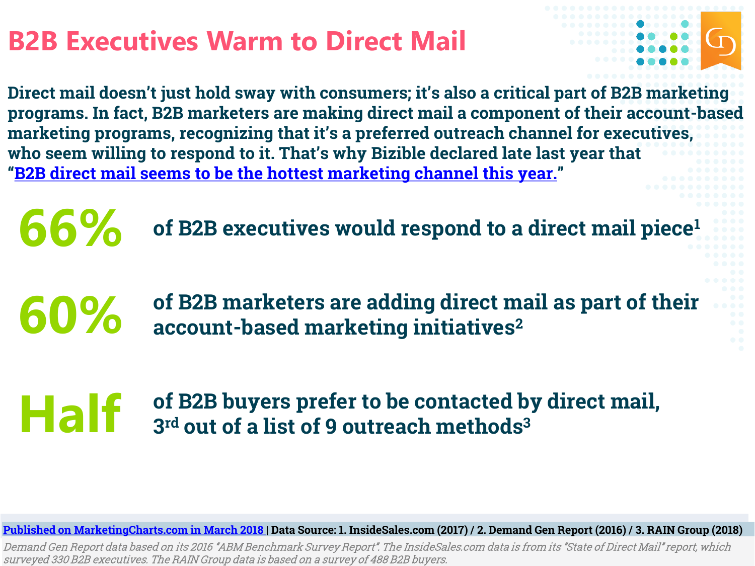# B2B Executives Warm to Direct Mail

**Direct mail doesn't just hold sway with consumers; it's also a critical part of B2B marketing programs. In fact, B2B marketers are making direct mail a component of their account-based marketing programs, recognizing that it's a preferred outreach channel for executives, who seem willing to respond to it. That's why Bizible declared late last year that "[B2B direct mail seems to be the hottest marketing channel this year.]"**

**66%** of B2B executives would respond to a direct mail piece[1]

**60%** of B2B marketers are adding direct mail as part of their account-based marketing initiatives[2]

**Half** of B2B buyers prefer to be contacted by direct mail, 3rd out of a list of 9 outreach methods[3]

[Published on MarketingCharts.com in March 2018] | Data Source: 1. InsideSales.com (2017) / 2. Demand Gen Report (2016) / 3. RAIN Group (2018)

*Demand Gen Report data based on its 2016 "ABM Benchmark Survey Report". The InsideSales.com data is from its "State of Direct Mail" report, which surveyed 330 B2B executives. The RAIN Group data is based on a survey of 488 B2B buyers.*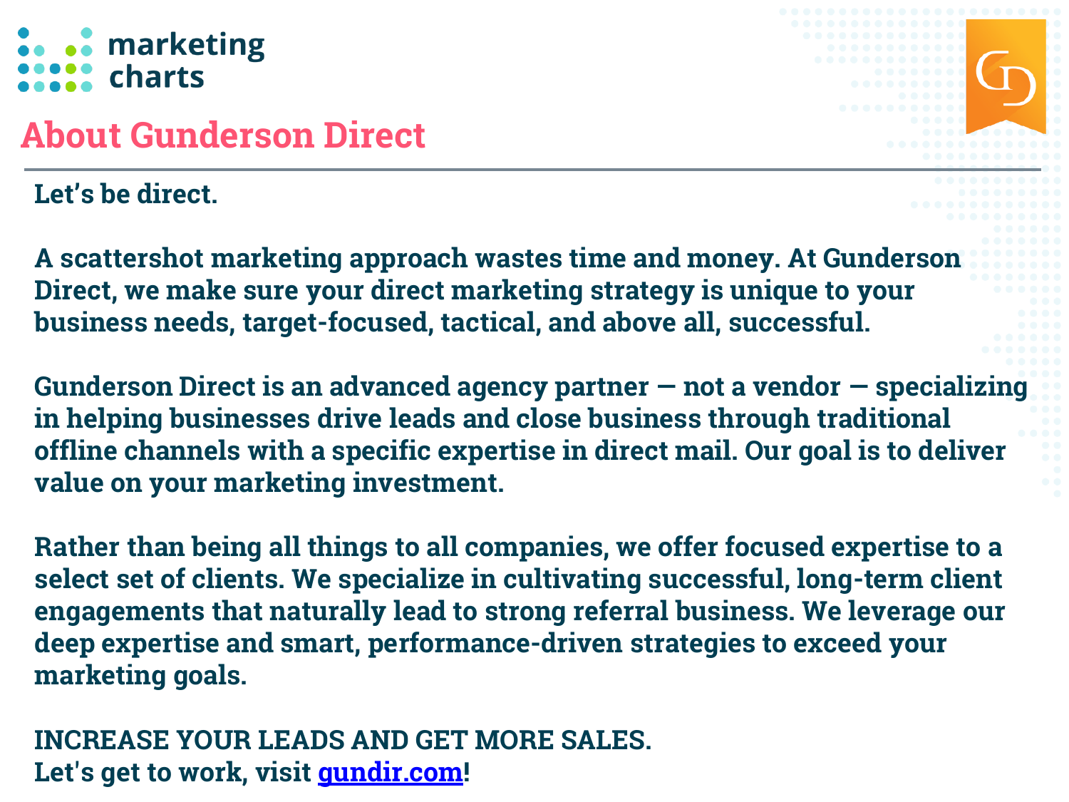## About Gunderson Direct

**Let's be direct.**

**A scattershot marketing approach wastes time and money. At Gunderson Direct, we make sure your direct marketing strategy is unique to your business needs, target-focused, tactical, and above all, successful.**

**Gunderson Direct is an advanced agency partner — not a vendor — specializing in helping businesses drive leads and close business through traditional offline channels with a specific expertise in direct mail. Our goal is to deliver value on your marketing investment.**

**Rather than being all things to all companies, we offer focused expertise to a select set of clients. We specialize in cultivating successful, long-term client engagements that naturally lead to strong referral business. We leverage our deep expertise and smart, performance-driven strategies to exceed your marketing goals.**

**INCREASE YOUR LEADS AND GET MORE SALES.**
**Let's get to work, visit [gundir.com](https://gundir.com)!**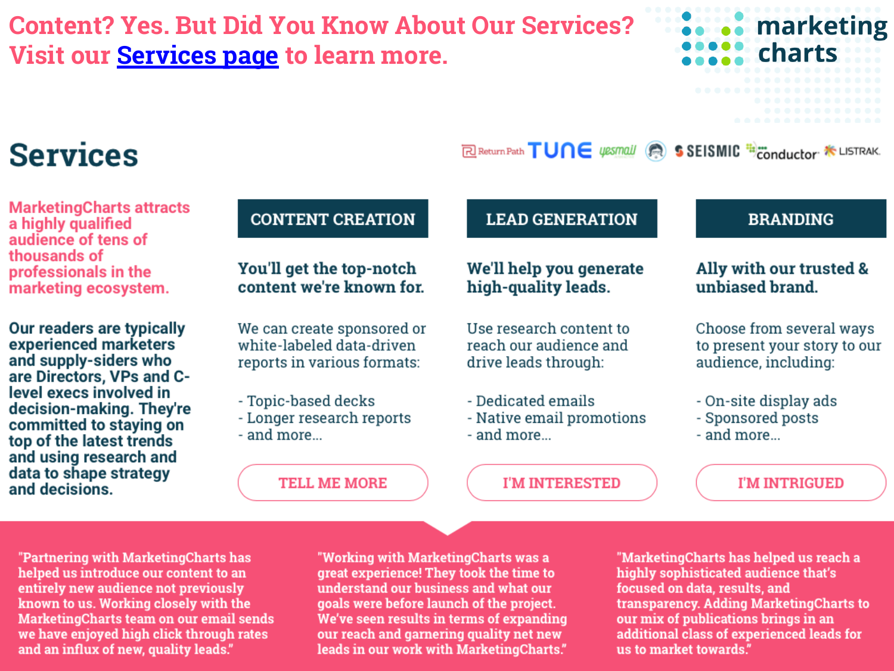Content? Yes. But Did You Know About Our Services?
Visit our Services page to learn more.

marketing charts

# Services

Return Path TUNE yesmail SEISMIC conductor LISTRAK

MarketingCharts attracts a highly qualified audience of tens of thousands of professionals in the marketing ecosystem.

**Our readers are typically experienced marketers and supply-siders who are Directors, VPs and C-level execs involved in decision-making. They're committed to staying on top of the latest trends and using research and data to shape strategy and decisions.**

## CONTENT CREATION

**You'll get the top-notch content we're known for.**

We can create sponsored or white-labeled data-driven reports in various formats:

- Topic-based decks
- Longer research reports
- and more...

TELL ME MORE

## LEAD GENERATION

**We'll help you generate high-quality leads.**

Use research content to reach our audience and drive leads through:

- Dedicated emails
- Native email promotions
- and more...

I'M INTERESTED

## BRANDING

**Ally with our trusted & unbiased brand.**

Choose from several ways to present your story to our audience, including:

- On-site display ads
- Sponsored posts
- and more...

I'M INTRIGUED

"Partnering with MarketingCharts has helped us introduce our content to an entirely new audience not previously known to us. Working closely with the MarketingCharts team on our email sends we have enjoyed high click through rates and an influx of new, quality leads."

"Working with MarketingCharts was a great experience! They took the time to understand our business and what our goals were before launch of the project. We've seen results in terms of expanding our reach and garnering quality net new leads in our work with MarketingCharts."

"MarketingCharts has helped us reach a highly sophisticated audience that's focused on data, results, and transparency. Adding MarketingCharts to our mix of publications brings in an additional class of experienced leads for us to market towards."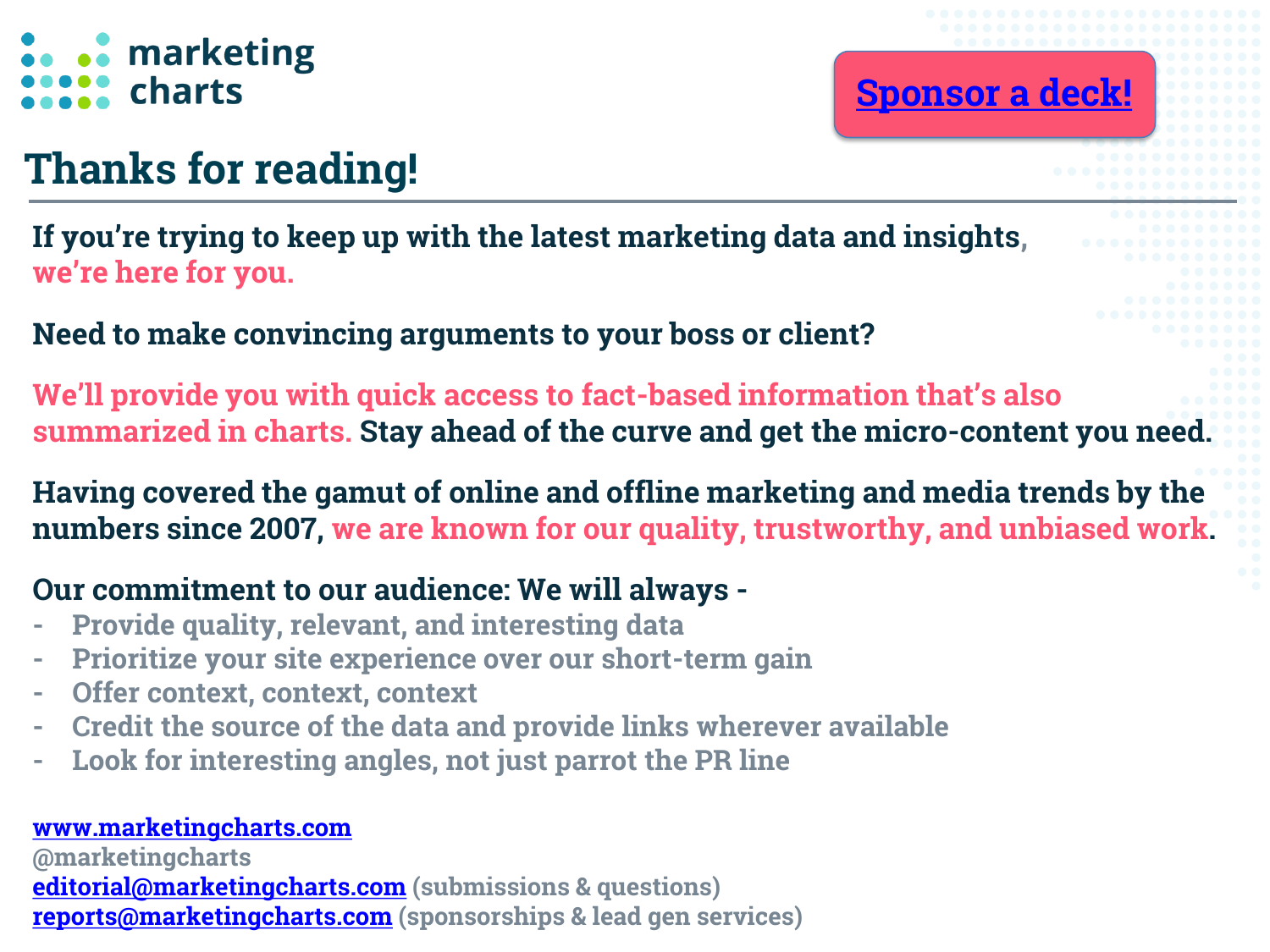marketing charts

[Sponsor a deck!]

# Thanks for reading!

**If you're trying to keep up with the latest marketing data and insights, we're here for you.**

**Need to make convincing arguments to your boss or client?**

**We'll provide you with quick access to fact-based information that's also summarized in charts. Stay ahead of the curve and get the micro-content you need.**

**Having covered the gamut of online and offline marketing and media trends by the numbers since 2007, we are known for our quality, trustworthy, and unbiased work.**

**Our commitment to our audience: We will always -**

- Provide quality, relevant, and interesting data
- Prioritize your site experience over our short-term gain
- Offer context, context, context
- Credit the source of the data and provide links wherever available
- Look for interesting angles, not just parrot the PR line

www.marketingcharts.com
@marketingcharts
editorial@marketingcharts.com (submissions & questions)
reports@marketingcharts.com (sponsorships & lead gen services)